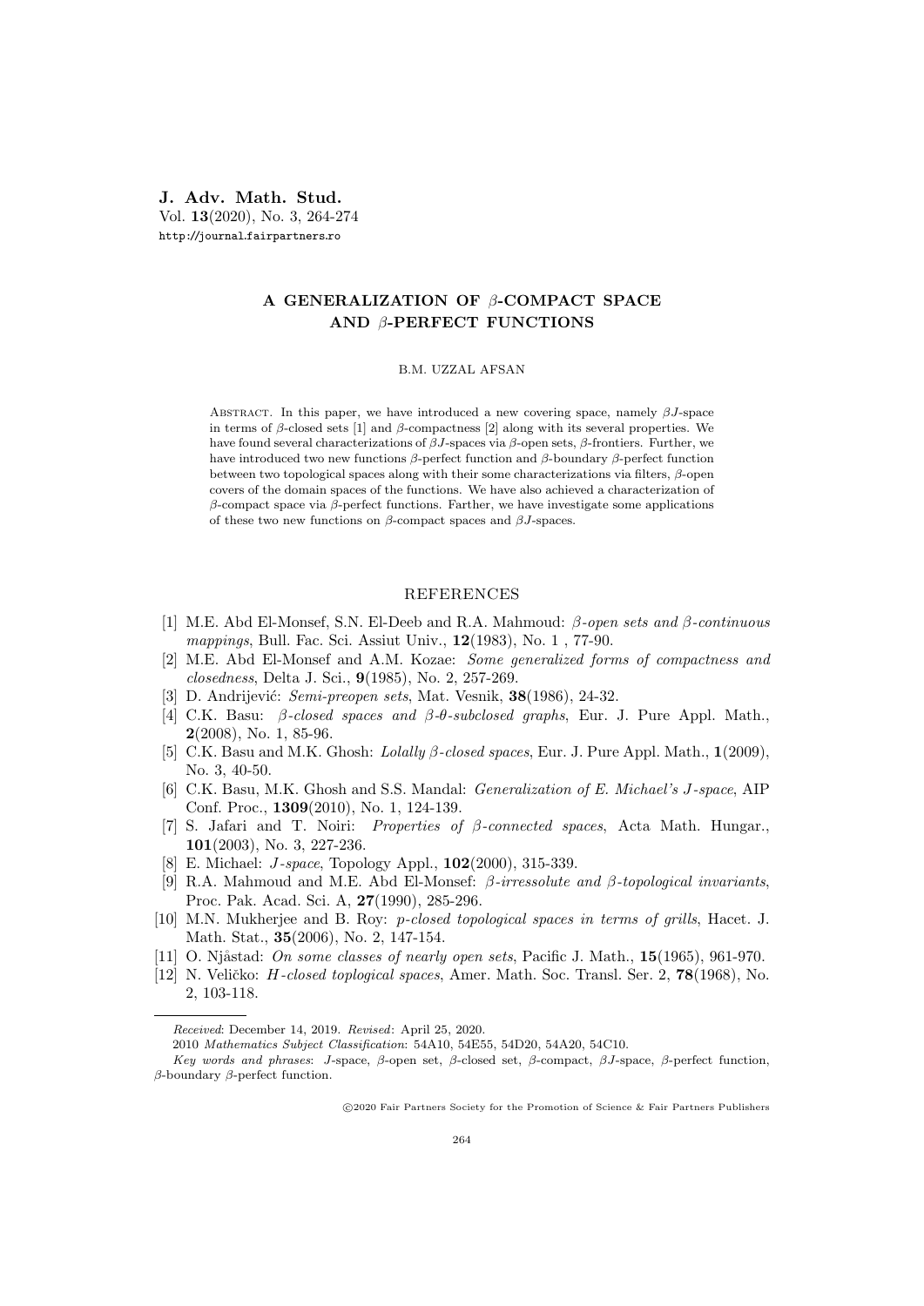# A GENERALIZATION OF $\beta$-COMPACT SPACE AND $\beta$-PERFECT FUNCTIONS

B.M. UZZAL AFSAN

Abstract. In this paper, we have introduced a new covering space, namely $\beta J$-space in terms of $\beta$-closed sets [1] and $\beta$-compactness [2] along with its several properties. We have found several characterizations of $\beta J$-spaces via $\beta$-open sets, $\beta$-frontiers. Further, we have introduced two new functions $\beta$-perfect function and $\beta$-boundary $\beta$-perfect function between two topological spaces along with their some characterizations via filters, $\beta$-open covers of the domain spaces of the functions. We have also achieved a characterization of $\beta$-compact space via $\beta$-perfect functions. Farther, we have investigate some applications of these two new functions on $\beta$-compact spaces and $\beta J$-spaces.

## REFERENCES

[1] M.E. Abd El-Monsef, S.N. El-Deeb and R.A. Mahmoud: *$\beta$-open sets and $\beta$-continuous mappings*, Bull. Fac. Sci. Assiut Univ., **12**(1983), No. 1 , 77-90.

[2] M.E. Abd El-Monsef and A.M. Kozae: *Some generalized forms of compactness and closedness*, Delta J. Sci., **9**(1985), No. 2, 257-269.

[3] D. Andrijević: *Semi-preopen sets*, Mat. Vesnik, **38**(1986), 24-32.

[4] C.K. Basu: *$\beta$-closed spaces and $\beta$-$\theta$-subclosed graphs*, Eur. J. Pure Appl. Math., **2**(2008), No. 1, 85-96.

[5] C.K. Basu and M.K. Ghosh: *Lolally $\beta$-closed spaces*, Eur. J. Pure Appl. Math., **1**(2009), No. 3, 40-50.

[6] C.K. Basu, M.K. Ghosh and S.S. Mandal: *Generalization of E. Michael's J-space*, AIP Conf. Proc., **1309**(2010), No. 1, 124-139.

[7] S. Jafari and T. Noiri: *Properties of $\beta$-connected spaces*, Acta Math. Hungar., **101**(2003), No. 3, 227-236.

[8] E. Michael: *J-space*, Topology Appl., **102**(2000), 315-339.

[9] R.A. Mahmoud and M.E. Abd El-Monsef: *$\beta$-irressolute and $\beta$-topological invariants*, Proc. Pak. Acad. Sci. A, **27**(1990), 285-296.

[10] M.N. Mukherjee and B. Roy: *p-closed topological spaces in terms of grills*, Hacet. J. Math. Stat., **35**(2006), No. 2, 147-154.

[11] O. Njåstad: *On some classes of nearly open sets*, Pacific J. Math., **15**(1965), 961-970.

[12] N. Veličko: *H-closed toplogical spaces*, Amer. Math. Soc. Transl. Ser. 2, **78**(1968), No. 2, 103-118.

---

*Received*: December 14, 2019. *Revised*: April 25, 2020.

2010 *Mathematics Subject Classification*: 54A10, 54E55, 54D20, 54A20, 54C10.

*Key words and phrases*: J-space, $\beta$-open set, $\beta$-closed set, $\beta$-compact, $\beta J$-space, $\beta$-perfect function, $\beta$-boundary $\beta$-perfect function.

©2020 Fair Partners Society for the Promotion of Science & Fair Partners Publishers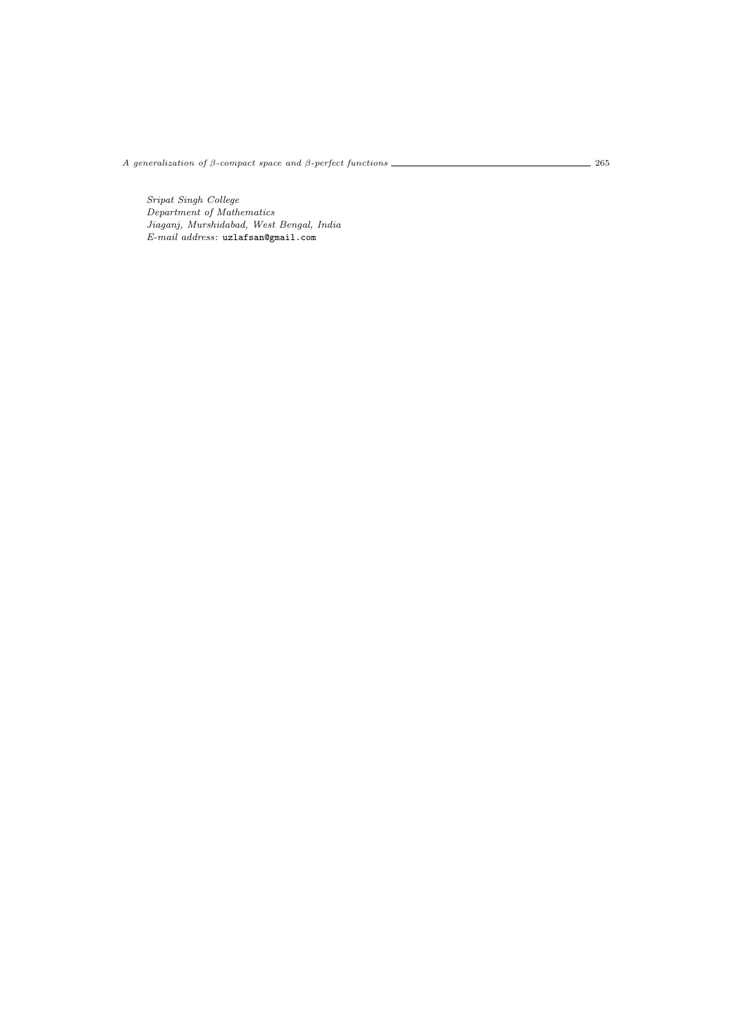*Sripat Singh College*
*Department of Mathematics*
*Jiaganj, Murshidabad, West Bengal, India*
*E-mail address*: uzlafsan@gmail.com